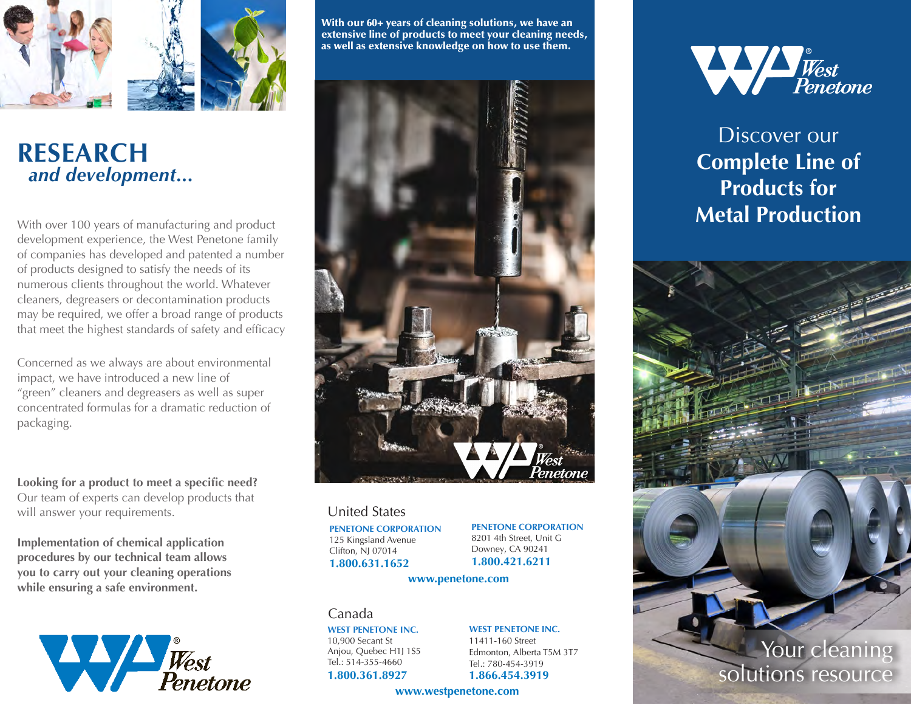# RESEARCH
## *and development...*

With over 100 years of manufacturing and product development experience, the West Penetone family of companies has developed and patented a number of products designed to satisfy the needs of its numerous clients throughout the world. Whatever cleaners, degreasers or decontamination products may be required, we offer a broad range of products that meet the highest standards of safety and efficacy

Concerned as we always are about environmental impact, we have introduced a new line of "green" cleaners and degreasers as well as super concentrated formulas for a dramatic reduction of packaging.

**Looking for a product to meet a specific need?** Our team of experts can develop products that will answer your requirements.

**Implementation of chemical application procedures by our technical team allows you to carry out your cleaning operations while ensuring a safe environment.**

West Penetone®

**With our 60+ years of cleaning solutions, we have an extensive line of products to meet your cleaning needs, as well as extensive knowledge on how to use them.**

West Penetone®

## United States

**PENETONE CORPORATION**
125 Kingsland Avenue
Clifton, NJ 07014
**1.800.631.1652**

**PENETONE CORPORATION**
8201 4th Street, Unit G
Downey, CA 90241
**1.800.421.6211**

**www.penetone.com**

## Canada

**WEST PENETONE INC.**
10,900 Secant St
Anjou, Quebec H1J 1S5
Tel.: 514-355-4660
**1.800.361.8927**

**WEST PENETONE INC.**
11411-160 Street
Edmonton, Alberta T5M 3T7
Tel.: 780-454-3919
**1.866.454.3919**

**www.westpenetone.com**

West Penetone®

# Discover our **Complete Line of Products for Metal Production**

Your cleaning solutions resource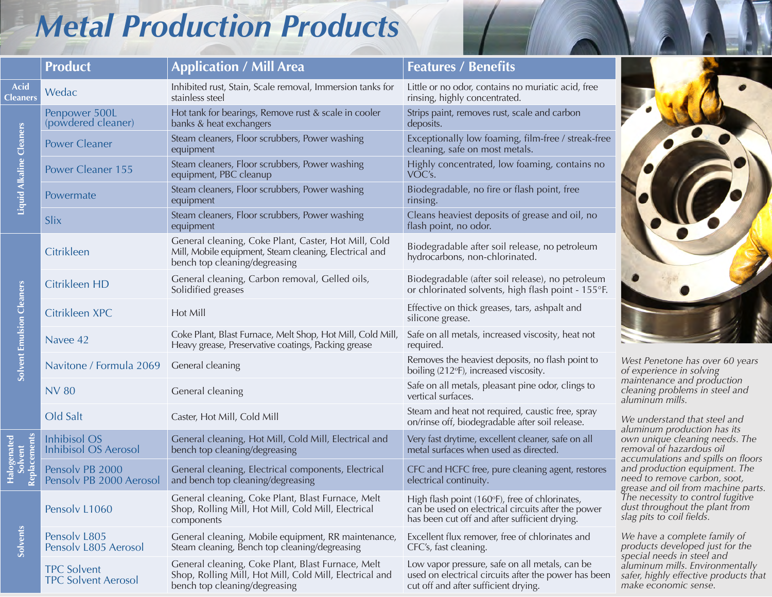# Metal Production Products

| | Product | Application / Mill Area | Features / Benefits |
|---|---|---|---|
| Acid Cleaners | Wedac | Inhibited rust, Stain, Scale removal, Immersion tanks for stainless steel | Little or no odor, contains no muriatic acid, free rinsing, highly concentrated. |
| Liquid Alkaline Cleaners | Penpower 500L (powdered cleaner) | Hot tank for bearings, Remove rust & scale in cooler banks & heat exchangers | Strips paint, removes rust, scale and carbon deposits. |
| | Power Cleaner | Steam cleaners, Floor scrubbers, Power washing equipment | Exceptionally low foaming, film-free / streak-free cleaning, safe on most metals. |
| | Power Cleaner 155 | Steam cleaners, Floor scrubbers, Power washing equipment, PBC cleanup | Highly concentrated, low foaming, contains no VOC's. |
| | Powermate | Steam cleaners, Floor scrubbers, Power washing equipment | Biodegradable, no fire or flash point, free rinsing. |
| | Slix | Steam cleaners, Floor scrubbers, Power washing equipment | Cleans heaviest deposits of grease and oil, no flash point, no odor. |
| Solvent Emulsion Cleaners | Citrikleen | General cleaning, Coke Plant, Caster, Hot Mill, Cold Mill, Mobile equipment, Steam cleaning, Electrical and bench top cleaning/degreasing | Biodegradable after soil release, no petroleum hydrocarbons, non-chlorinated. |
| | Citrikleen HD | General cleaning, Carbon removal, Gelled oils, Solidified greases | Biodegradable (after soil release), no petroleum or chlorinated solvents, high flash point - 155°F. |
| | Citrikleen XPC | Hot Mill | Effective on thick greases, tars, ashpalt and silicone grease. |
| | Navee 42 | Coke Plant, Blast Furnace, Melt Shop, Hot Mill, Cold Mill, Heavy grease, Preservative coatings, Packing grease | Safe on all metals, increased viscosity, heat not required. |
| | Navitone / Formula 2069 | General cleaning | Removes the heaviest deposits, no flash point to boiling (212°F), increased viscosity. |
| | NV 80 | General cleaning | Safe on all metals, pleasant pine odor, clings to vertical surfaces. |
| | Old Salt | Caster, Hot Mill, Cold Mill | Steam and heat not required, caustic free, spray on/rinse off, biodegradable after soil release. |
| Halogenated Solvent Replacements | Inhibisol OS<br>Inhibisol OS Aerosol | General cleaning, Hot Mill, Cold Mill, Electrical and bench top cleaning/degreasing | Very fast drytime, excellent cleaner, safe on all metal surfaces when used as directed. |
| | Pensolv PB 2000<br>Pensolv PB 2000 Aerosol | General cleaning, Electrical components, Electrical and bench top cleaning/degreasing | CFC and HCFC free, pure cleaning agent, restores electrical continuity. |
| Solvents | Pensolv L1060 | General cleaning, Coke Plant, Blast Furnace, Melt Shop, Rolling Mill, Hot Mill, Cold Mill, Electrical components | High flash point (160°F), free of chlorinates, can be used on electrical circuits after the power has been cut off and after sufficient drying. |
| | Pensolv L805<br>Pensolv L805 Aerosol | General cleaning, Mobile equipment, RR maintenance, Steam cleaning, Bench top cleaning/degreasing | Excellent flux remover, free of chlorinates and CFC's, fast cleaning. |
| | TPC Solvent<br>TPC Solvent Aerosol | General cleaning, Coke Plant, Blast Furnace, Melt Shop, Rolling Mill, Hot Mill, Cold Mill, Electrical and bench top cleaning/degreasing | Low vapor pressure, safe on all metals, can be used on electrical circuits after the power has been cut off and after sufficient drying. |

*West Penetone has over 60 years of experience in solving maintenance and production cleaning problems in steel and aluminum mills.*

*We understand that steel and aluminum production has its own unique cleaning needs. The removal of hazardous oil accumulations and spills on floors and production equipment. The need to remove carbon, soot, grease and oil from machine parts. The necessity to control fugitive dust throughout the plant from slag pits to coil fields.*

*We have a complete family of products developed just for the special needs in steel and aluminum mills. Environmentally safer, highly effective products that make economic sense.*